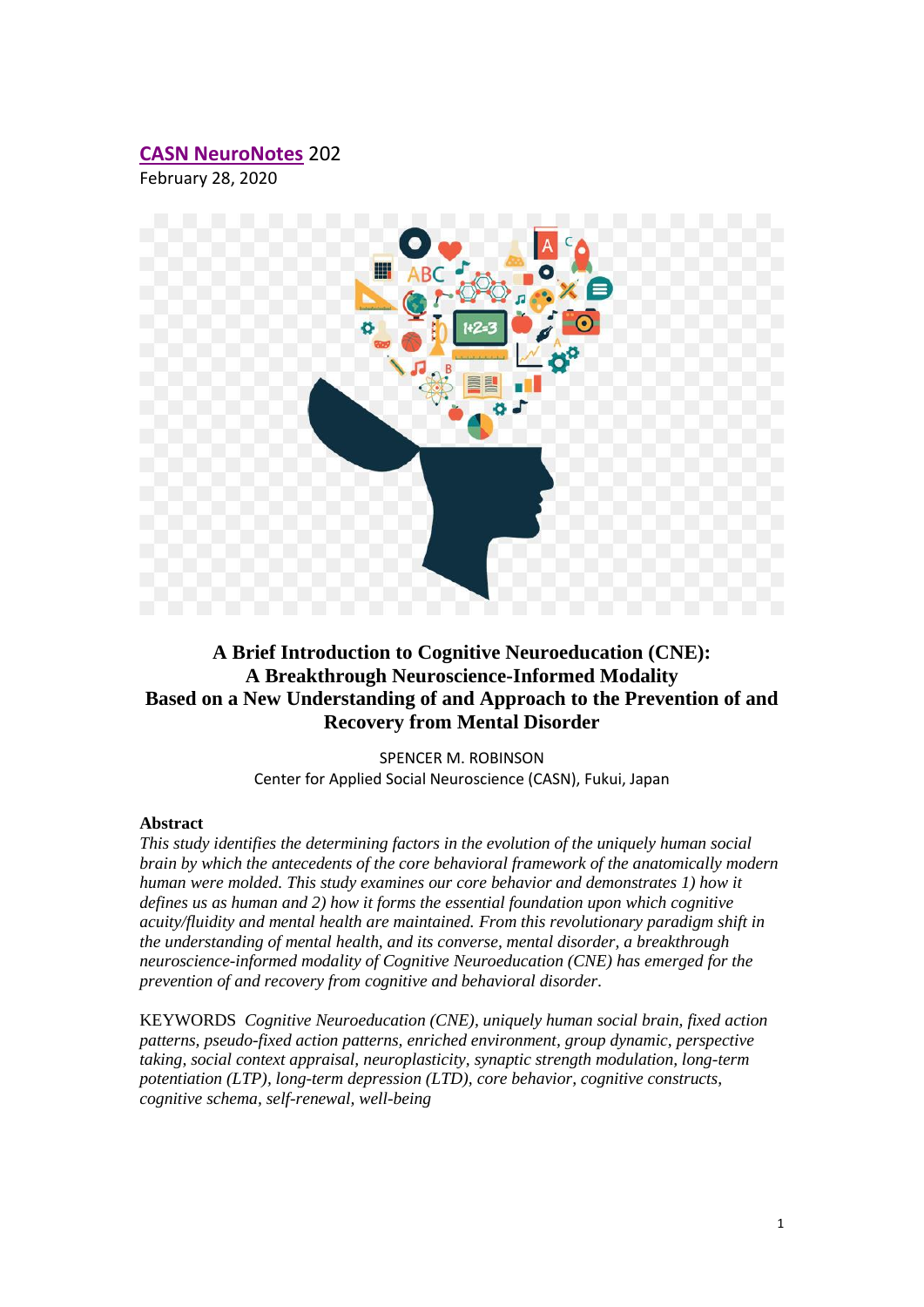**CASN NeuroNotes** 202
February 28, 2020

# A Brief Introduction to Cognitive Neuroeducation (CNE): A Breakthrough Neuroscience-Informed Modality Based on a New Understanding of and Approach to the Prevention of and Recovery from Mental Disorder

SPENCER M. ROBINSON
Center for Applied Social Neuroscience (CASN), Fukui, Japan

**Abstract**

*This study identifies the determining factors in the evolution of the uniquely human social brain by which the antecedents of the core behavioral framework of the anatomically modern human were molded. This study examines our core behavior and demonstrates 1) how it defines us as human and 2) how it forms the essential foundation upon which cognitive acuity/fluidity and mental health are maintained. From this revolutionary paradigm shift in the understanding of mental health, and its converse, mental disorder, a breakthrough neuroscience-informed modality of Cognitive Neuroeducation (CNE) has emerged for the prevention of and recovery from cognitive and behavioral disorder.*

KEYWORDS *Cognitive Neuroeducation (CNE), uniquely human social brain, fixed action patterns, pseudo-fixed action patterns, enriched environment, group dynamic, perspective taking, social context appraisal, neuroplasticity, synaptic strength modulation, long-term potentiation (LTP), long-term depression (LTD), core behavior, cognitive constructs, cognitive schema, self-renewal, well-being*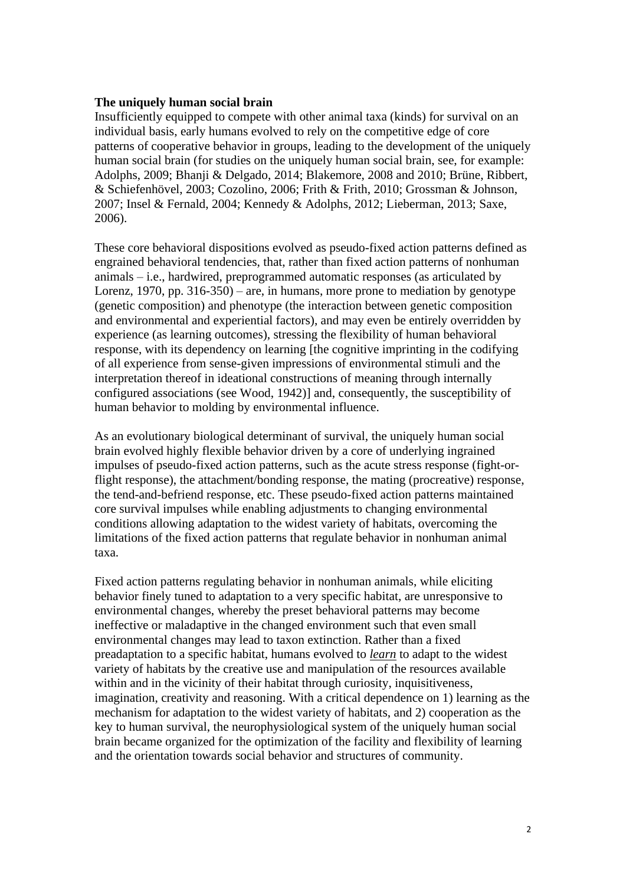**The uniquely human social brain**

Insufficiently equipped to compete with other animal taxa (kinds) for survival on an individual basis, early humans evolved to rely on the competitive edge of core patterns of cooperative behavior in groups, leading to the development of the uniquely human social brain (for studies on the uniquely human social brain, see, for example: Adolphs, 2009; Bhanji & Delgado, 2014; Blakemore, 2008 and 2010; Brüne, Ribbert, & Schiefenhövel, 2003; Cozolino, 2006; Frith & Frith, 2010; Grossman & Johnson, 2007; Insel & Fernald, 2004; Kennedy & Adolphs, 2012; Lieberman, 2013; Saxe, 2006).

These core behavioral dispositions evolved as pseudo-fixed action patterns defined as engrained behavioral tendencies, that, rather than fixed action patterns of nonhuman animals – i.e., hardwired, preprogrammed automatic responses (as articulated by Lorenz, 1970, pp. 316-350) – are, in humans, more prone to mediation by genotype (genetic composition) and phenotype (the interaction between genetic composition and environmental and experiential factors), and may even be entirely overridden by experience (as learning outcomes), stressing the flexibility of human behavioral response, with its dependency on learning [the cognitive imprinting in the codifying of all experience from sense-given impressions of environmental stimuli and the interpretation thereof in ideational constructions of meaning through internally configured associations (see Wood, 1942)] and, consequently, the susceptibility of human behavior to molding by environmental influence.

As an evolutionary biological determinant of survival, the uniquely human social brain evolved highly flexible behavior driven by a core of underlying ingrained impulses of pseudo-fixed action patterns, such as the acute stress response (fight-or-flight response), the attachment/bonding response, the mating (procreative) response, the tend-and-befriend response, etc. These pseudo-fixed action patterns maintained core survival impulses while enabling adjustments to changing environmental conditions allowing adaptation to the widest variety of habitats, overcoming the limitations of the fixed action patterns that regulate behavior in nonhuman animal taxa.

Fixed action patterns regulating behavior in nonhuman animals, while eliciting behavior finely tuned to adaptation to a very specific habitat, are unresponsive to environmental changes, whereby the preset behavioral patterns may become ineffective or maladaptive in the changed environment such that even small environmental changes may lead to taxon extinction. Rather than a fixed preadaptation to a specific habitat, humans evolved to *learn* to adapt to the widest variety of habitats by the creative use and manipulation of the resources available within and in the vicinity of their habitat through curiosity, inquisitiveness, imagination, creativity and reasoning. With a critical dependence on 1) learning as the mechanism for adaptation to the widest variety of habitats, and 2) cooperation as the key to human survival, the neurophysiological system of the uniquely human social brain became organized for the optimization of the facility and flexibility of learning and the orientation towards social behavior and structures of community.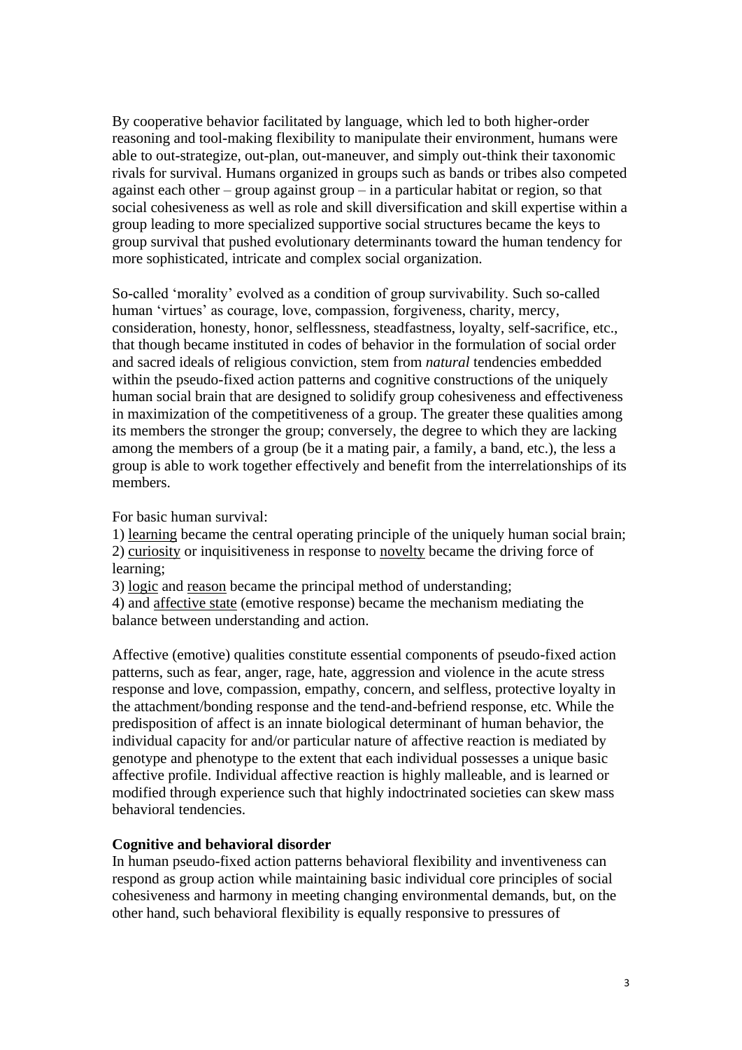By cooperative behavior facilitated by language, which led to both higher-order reasoning and tool-making flexibility to manipulate their environment, humans were able to out-strategize, out-plan, out-maneuver, and simply out-think their taxonomic rivals for survival. Humans organized in groups such as bands or tribes also competed against each other – group against group – in a particular habitat or region, so that social cohesiveness as well as role and skill diversification and skill expertise within a group leading to more specialized supportive social structures became the keys to group survival that pushed evolutionary determinants toward the human tendency for more sophisticated, intricate and complex social organization.

So-called 'morality' evolved as a condition of group survivability. Such so-called human 'virtues' as courage, love, compassion, forgiveness, charity, mercy, consideration, honesty, honor, selflessness, steadfastness, loyalty, self-sacrifice, etc., that though became instituted in codes of behavior in the formulation of social order and sacred ideals of religious conviction, stem from *natural* tendencies embedded within the pseudo-fixed action patterns and cognitive constructions of the uniquely human social brain that are designed to solidify group cohesiveness and effectiveness in maximization of the competitiveness of a group. The greater these qualities among its members the stronger the group; conversely, the degree to which they are lacking among the members of a group (be it a mating pair, a family, a band, etc.), the less a group is able to work together effectively and benefit from the interrelationships of its members.

For basic human survival:

1) <u>learning</u> became the central operating principle of the uniquely human social brain;
2) <u>curiosity</u> or inquisitiveness in response to <u>novelty</u> became the driving force of learning;
3) <u>logic</u> and <u>reason</u> became the principal method of understanding;
4) and <u>affective state</u> (emotive response) became the mechanism mediating the balance between understanding and action.

Affective (emotive) qualities constitute essential components of pseudo-fixed action patterns, such as fear, anger, rage, hate, aggression and violence in the acute stress response and love, compassion, empathy, concern, and selfless, protective loyalty in the attachment/bonding response and the tend-and-befriend response, etc. While the predisposition of affect is an innate biological determinant of human behavior, the individual capacity for and/or particular nature of affective reaction is mediated by genotype and phenotype to the extent that each individual possesses a unique basic affective profile. Individual affective reaction is highly malleable, and is learned or modified through experience such that highly indoctrinated societies can skew mass behavioral tendencies.

**Cognitive and behavioral disorder**

In human pseudo-fixed action patterns behavioral flexibility and inventiveness can respond as group action while maintaining basic individual core principles of social cohesiveness and harmony in meeting changing environmental demands, but, on the other hand, such behavioral flexibility is equally responsive to pressures of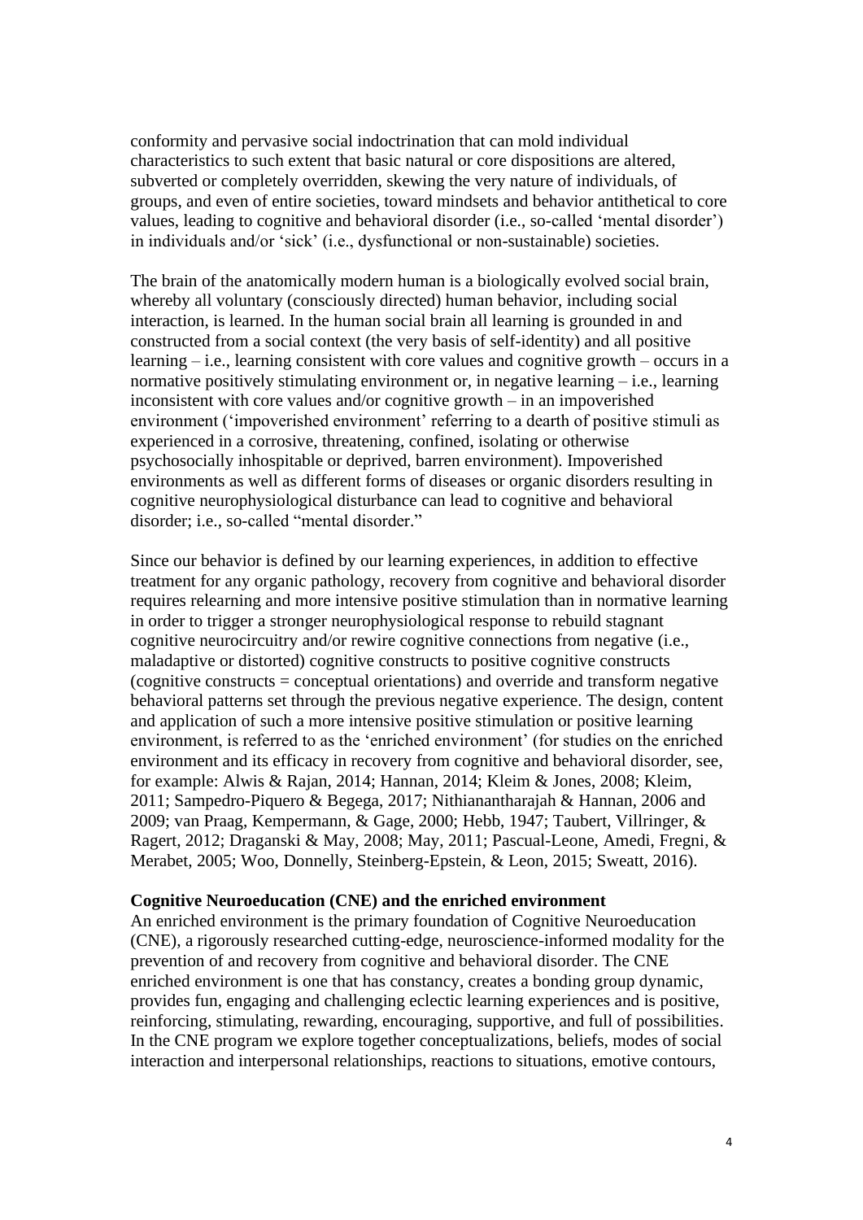conformity and pervasive social indoctrination that can mold individual characteristics to such extent that basic natural or core dispositions are altered, subverted or completely overridden, skewing the very nature of individuals, of groups, and even of entire societies, toward mindsets and behavior antithetical to core values, leading to cognitive and behavioral disorder (i.e., so-called 'mental disorder') in individuals and/or 'sick' (i.e., dysfunctional or non-sustainable) societies.

The brain of the anatomically modern human is a biologically evolved social brain, whereby all voluntary (consciously directed) human behavior, including social interaction, is learned. In the human social brain all learning is grounded in and constructed from a social context (the very basis of self-identity) and all positive learning – i.e., learning consistent with core values and cognitive growth – occurs in a normative positively stimulating environment or, in negative learning – i.e., learning inconsistent with core values and/or cognitive growth – in an impoverished environment ('impoverished environment' referring to a dearth of positive stimuli as experienced in a corrosive, threatening, confined, isolating or otherwise psychosocially inhospitable or deprived, barren environment). Impoverished environments as well as different forms of diseases or organic disorders resulting in cognitive neurophysiological disturbance can lead to cognitive and behavioral disorder; i.e., so-called "mental disorder."

Since our behavior is defined by our learning experiences, in addition to effective treatment for any organic pathology, recovery from cognitive and behavioral disorder requires relearning and more intensive positive stimulation than in normative learning in order to trigger a stronger neurophysiological response to rebuild stagnant cognitive neurocircuitry and/or rewire cognitive connections from negative (i.e., maladaptive or distorted) cognitive constructs to positive cognitive constructs (cognitive constructs = conceptual orientations) and override and transform negative behavioral patterns set through the previous negative experience. The design, content and application of such a more intensive positive stimulation or positive learning environment, is referred to as the 'enriched environment' (for studies on the enriched environment and its efficacy in recovery from cognitive and behavioral disorder, see, for example: Alwis & Rajan, 2014; Hannan, 2014; Kleim & Jones, 2008; Kleim, 2011; Sampedro-Piquero & Begega, 2017; Nithianantharajah & Hannan, 2006 and 2009; van Praag, Kempermann, & Gage, 2000; Hebb, 1947; Taubert, Villringer, & Ragert, 2012; Draganski & May, 2008; May, 2011; Pascual-Leone, Amedi, Fregni, & Merabet, 2005; Woo, Donnelly, Steinberg-Epstein, & Leon, 2015; Sweatt, 2016).

**Cognitive Neuroeducation (CNE) and the enriched environment**

An enriched environment is the primary foundation of Cognitive Neuroeducation (CNE), a rigorously researched cutting-edge, neuroscience-informed modality for the prevention of and recovery from cognitive and behavioral disorder. The CNE enriched environment is one that has constancy, creates a bonding group dynamic, provides fun, engaging and challenging eclectic learning experiences and is positive, reinforcing, stimulating, rewarding, encouraging, supportive, and full of possibilities. In the CNE program we explore together conceptualizations, beliefs, modes of social interaction and interpersonal relationships, reactions to situations, emotive contours,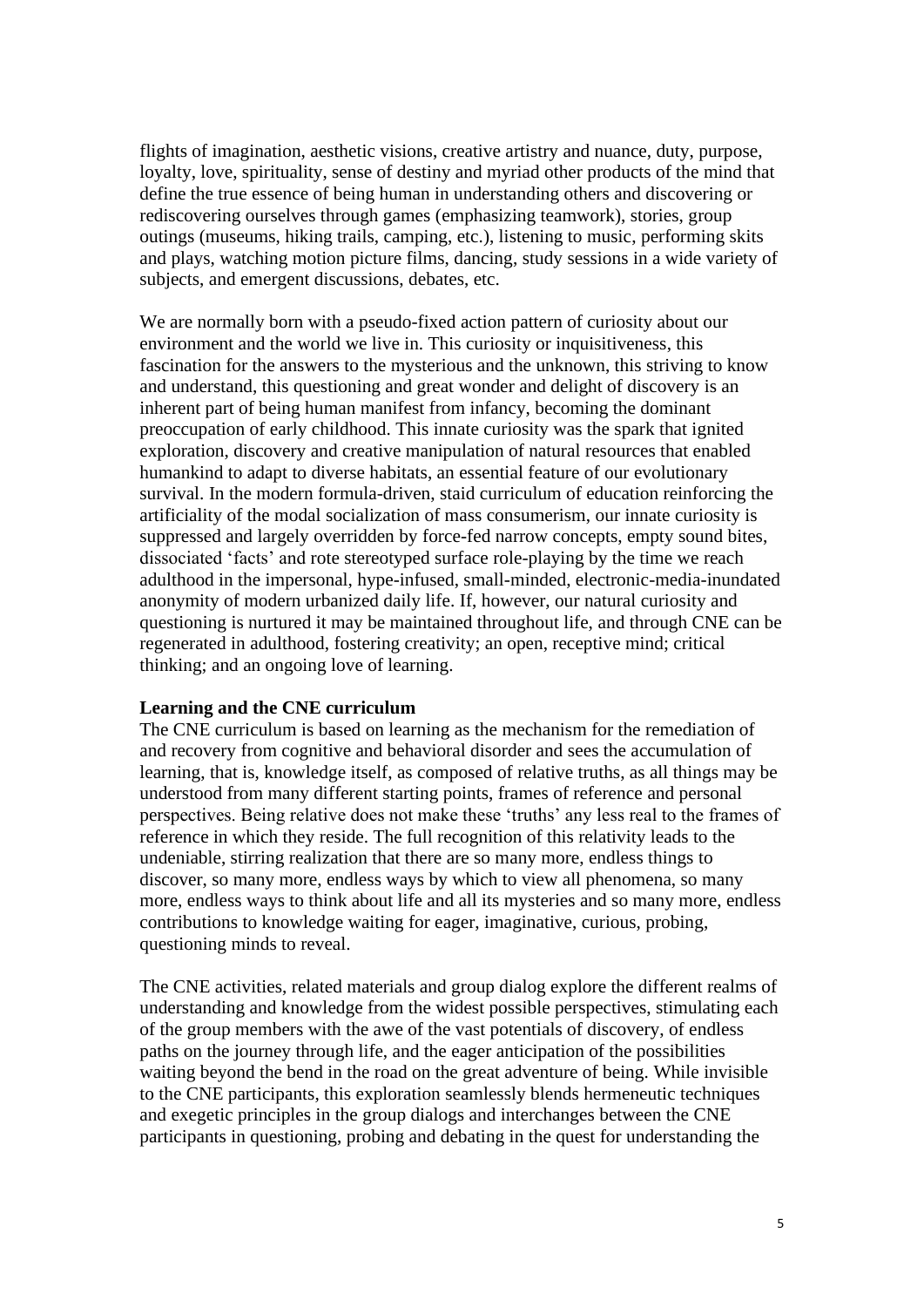flights of imagination, aesthetic visions, creative artistry and nuance, duty, purpose, loyalty, love, spirituality, sense of destiny and myriad other products of the mind that define the true essence of being human in understanding others and discovering or rediscovering ourselves through games (emphasizing teamwork), stories, group outings (museums, hiking trails, camping, etc.), listening to music, performing skits and plays, watching motion picture films, dancing, study sessions in a wide variety of subjects, and emergent discussions, debates, etc.

We are normally born with a pseudo-fixed action pattern of curiosity about our environment and the world we live in. This curiosity or inquisitiveness, this fascination for the answers to the mysterious and the unknown, this striving to know and understand, this questioning and great wonder and delight of discovery is an inherent part of being human manifest from infancy, becoming the dominant preoccupation of early childhood. This innate curiosity was the spark that ignited exploration, discovery and creative manipulation of natural resources that enabled humankind to adapt to diverse habitats, an essential feature of our evolutionary survival. In the modern formula-driven, staid curriculum of education reinforcing the artificiality of the modal socialization of mass consumerism, our innate curiosity is suppressed and largely overridden by force-fed narrow concepts, empty sound bites, dissociated 'facts' and rote stereotyped surface role-playing by the time we reach adulthood in the impersonal, hype-infused, small-minded, electronic-media-inundated anonymity of modern urbanized daily life. If, however, our natural curiosity and questioning is nurtured it may be maintained throughout life, and through CNE can be regenerated in adulthood, fostering creativity; an open, receptive mind; critical thinking; and an ongoing love of learning.

**Learning and the CNE curriculum**

The CNE curriculum is based on learning as the mechanism for the remediation of and recovery from cognitive and behavioral disorder and sees the accumulation of learning, that is, knowledge itself, as composed of relative truths, as all things may be understood from many different starting points, frames of reference and personal perspectives. Being relative does not make these 'truths' any less real to the frames of reference in which they reside. The full recognition of this relativity leads to the undeniable, stirring realization that there are so many more, endless things to discover, so many more, endless ways by which to view all phenomena, so many more, endless ways to think about life and all its mysteries and so many more, endless contributions to knowledge waiting for eager, imaginative, curious, probing, questioning minds to reveal.

The CNE activities, related materials and group dialog explore the different realms of understanding and knowledge from the widest possible perspectives, stimulating each of the group members with the awe of the vast potentials of discovery, of endless paths on the journey through life, and the eager anticipation of the possibilities waiting beyond the bend in the road on the great adventure of being. While invisible to the CNE participants, this exploration seamlessly blends hermeneutic techniques and exegetic principles in the group dialogs and interchanges between the CNE participants in questioning, probing and debating in the quest for understanding the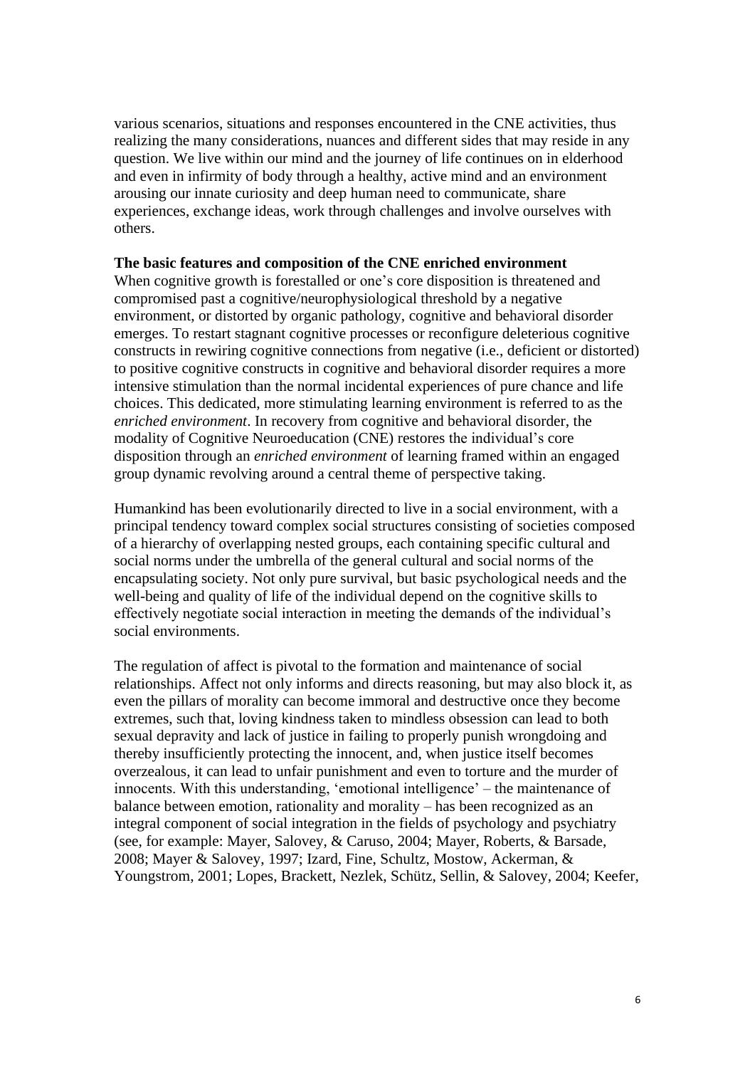various scenarios, situations and responses encountered in the CNE activities, thus realizing the many considerations, nuances and different sides that may reside in any question. We live within our mind and the journey of life continues on in elderhood and even in infirmity of body through a healthy, active mind and an environment arousing our innate curiosity and deep human need to communicate, share experiences, exchange ideas, work through challenges and involve ourselves with others.

**The basic features and composition of the CNE enriched environment**

When cognitive growth is forestalled or one's core disposition is threatened and compromised past a cognitive/neurophysiological threshold by a negative environment, or distorted by organic pathology, cognitive and behavioral disorder emerges. To restart stagnant cognitive processes or reconfigure deleterious cognitive constructs in rewiring cognitive connections from negative (i.e., deficient or distorted) to positive cognitive constructs in cognitive and behavioral disorder requires a more intensive stimulation than the normal incidental experiences of pure chance and life choices. This dedicated, more stimulating learning environment is referred to as the *enriched environment*. In recovery from cognitive and behavioral disorder, the modality of Cognitive Neuroeducation (CNE) restores the individual's core disposition through an *enriched environment* of learning framed within an engaged group dynamic revolving around a central theme of perspective taking.

Humankind has been evolutionarily directed to live in a social environment, with a principal tendency toward complex social structures consisting of societies composed of a hierarchy of overlapping nested groups, each containing specific cultural and social norms under the umbrella of the general cultural and social norms of the encapsulating society. Not only pure survival, but basic psychological needs and the well-being and quality of life of the individual depend on the cognitive skills to effectively negotiate social interaction in meeting the demands of the individual's social environments.

The regulation of affect is pivotal to the formation and maintenance of social relationships. Affect not only informs and directs reasoning, but may also block it, as even the pillars of morality can become immoral and destructive once they become extremes, such that, loving kindness taken to mindless obsession can lead to both sexual depravity and lack of justice in failing to properly punish wrongdoing and thereby insufficiently protecting the innocent, and, when justice itself becomes overzealous, it can lead to unfair punishment and even to torture and the murder of innocents. With this understanding, 'emotional intelligence' – the maintenance of balance between emotion, rationality and morality – has been recognized as an integral component of social integration in the fields of psychology and psychiatry (see, for example: Mayer, Salovey, & Caruso, 2004; Mayer, Roberts, & Barsade, 2008; Mayer & Salovey, 1997; Izard, Fine, Schultz, Mostow, Ackerman, & Youngstrom, 2001; Lopes, Brackett, Nezlek, Schütz, Sellin, & Salovey, 2004; Keefer,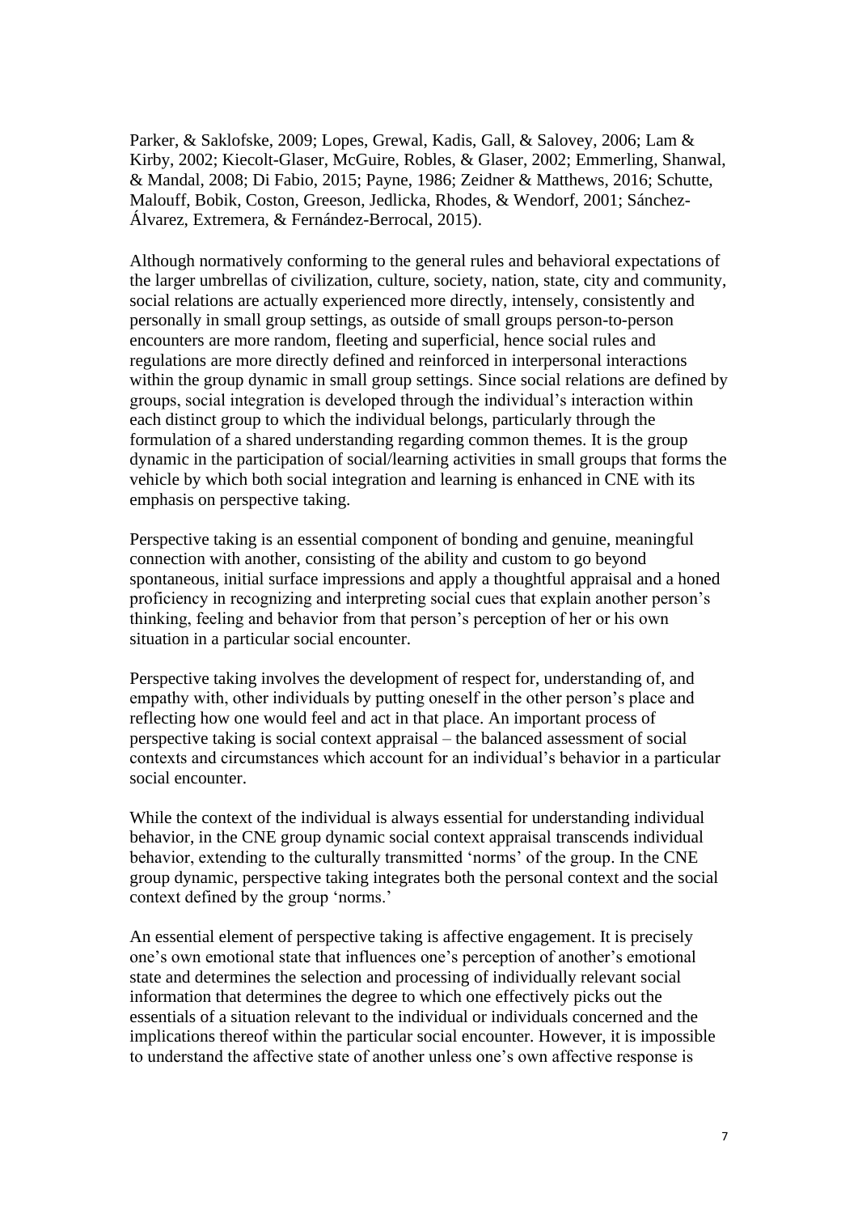Parker, & Saklofske, 2009; Lopes, Grewal, Kadis, Gall, & Salovey, 2006; Lam & Kirby, 2002; Kiecolt-Glaser, McGuire, Robles, & Glaser, 2002; Emmerling, Shanwal, & Mandal, 2008; Di Fabio, 2015; Payne, 1986; Zeidner & Matthews, 2016; Schutte, Malouff, Bobik, Coston, Greeson, Jedlicka, Rhodes, & Wendorf, 2001; Sánchez-Álvarez, Extremera, & Fernández-Berrocal, 2015).

Although normatively conforming to the general rules and behavioral expectations of the larger umbrellas of civilization, culture, society, nation, state, city and community, social relations are actually experienced more directly, intensely, consistently and personally in small group settings, as outside of small groups person-to-person encounters are more random, fleeting and superficial, hence social rules and regulations are more directly defined and reinforced in interpersonal interactions within the group dynamic in small group settings. Since social relations are defined by groups, social integration is developed through the individual's interaction within each distinct group to which the individual belongs, particularly through the formulation of a shared understanding regarding common themes. It is the group dynamic in the participation of social/learning activities in small groups that forms the vehicle by which both social integration and learning is enhanced in CNE with its emphasis on perspective taking.

Perspective taking is an essential component of bonding and genuine, meaningful connection with another, consisting of the ability and custom to go beyond spontaneous, initial surface impressions and apply a thoughtful appraisal and a honed proficiency in recognizing and interpreting social cues that explain another person's thinking, feeling and behavior from that person's perception of her or his own situation in a particular social encounter.

Perspective taking involves the development of respect for, understanding of, and empathy with, other individuals by putting oneself in the other person's place and reflecting how one would feel and act in that place. An important process of perspective taking is social context appraisal – the balanced assessment of social contexts and circumstances which account for an individual's behavior in a particular social encounter.

While the context of the individual is always essential for understanding individual behavior, in the CNE group dynamic social context appraisal transcends individual behavior, extending to the culturally transmitted 'norms' of the group. In the CNE group dynamic, perspective taking integrates both the personal context and the social context defined by the group 'norms.'

An essential element of perspective taking is affective engagement. It is precisely one's own emotional state that influences one's perception of another's emotional state and determines the selection and processing of individually relevant social information that determines the degree to which one effectively picks out the essentials of a situation relevant to the individual or individuals concerned and the implications thereof within the particular social encounter. However, it is impossible to understand the affective state of another unless one's own affective response is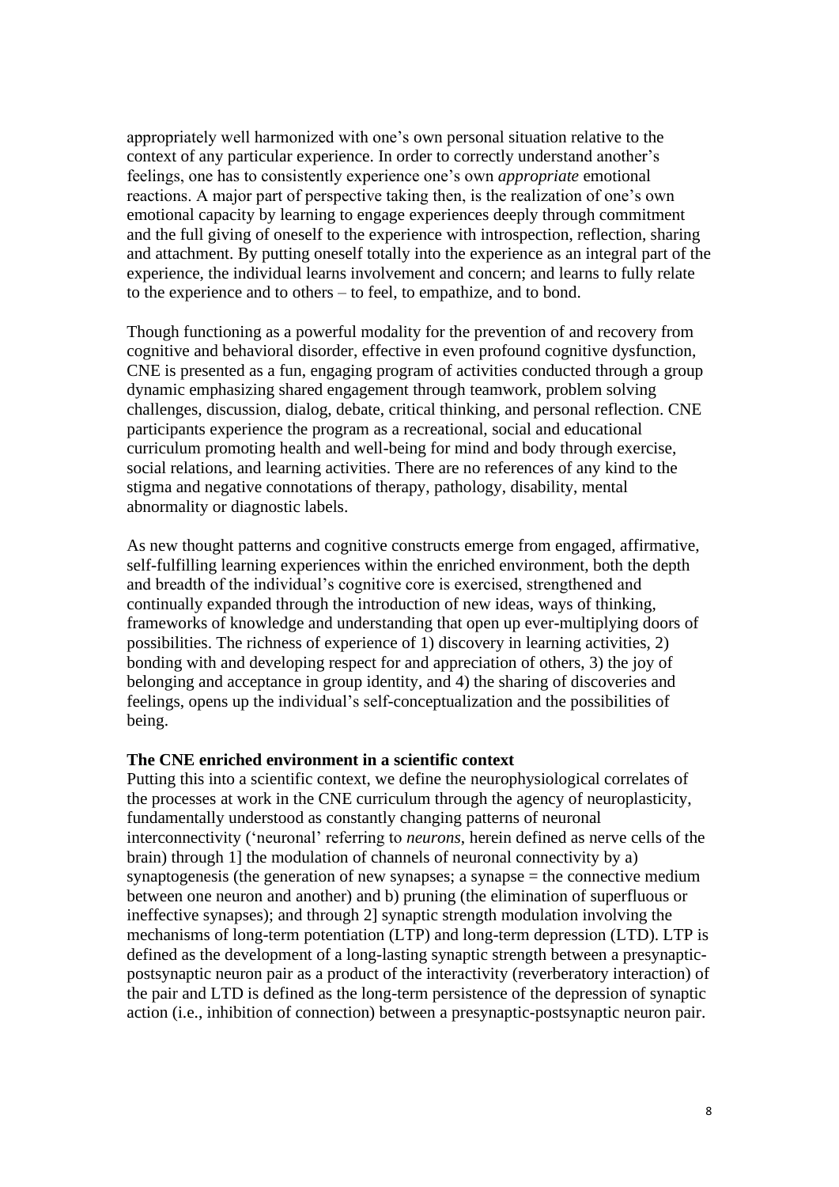appropriately well harmonized with one's own personal situation relative to the context of any particular experience. In order to correctly understand another's feelings, one has to consistently experience one's own *appropriate* emotional reactions. A major part of perspective taking then, is the realization of one's own emotional capacity by learning to engage experiences deeply through commitment and the full giving of oneself to the experience with introspection, reflection, sharing and attachment. By putting oneself totally into the experience as an integral part of the experience, the individual learns involvement and concern; and learns to fully relate to the experience and to others – to feel, to empathize, and to bond.

Though functioning as a powerful modality for the prevention of and recovery from cognitive and behavioral disorder, effective in even profound cognitive dysfunction, CNE is presented as a fun, engaging program of activities conducted through a group dynamic emphasizing shared engagement through teamwork, problem solving challenges, discussion, dialog, debate, critical thinking, and personal reflection. CNE participants experience the program as a recreational, social and educational curriculum promoting health and well-being for mind and body through exercise, social relations, and learning activities. There are no references of any kind to the stigma and negative connotations of therapy, pathology, disability, mental abnormality or diagnostic labels.

As new thought patterns and cognitive constructs emerge from engaged, affirmative, self-fulfilling learning experiences within the enriched environment, both the depth and breadth of the individual's cognitive core is exercised, strengthened and continually expanded through the introduction of new ideas, ways of thinking, frameworks of knowledge and understanding that open up ever-multiplying doors of possibilities. The richness of experience of 1) discovery in learning activities, 2) bonding with and developing respect for and appreciation of others, 3) the joy of belonging and acceptance in group identity, and 4) the sharing of discoveries and feelings, opens up the individual's self-conceptualization and the possibilities of being.

**The CNE enriched environment in a scientific context**

Putting this into a scientific context, we define the neurophysiological correlates of the processes at work in the CNE curriculum through the agency of neuroplasticity, fundamentally understood as constantly changing patterns of neuronal interconnectivity ('neuronal' referring to *neurons*, herein defined as nerve cells of the brain) through 1] the modulation of channels of neuronal connectivity by a) synaptogenesis (the generation of new synapses; a synapse = the connective medium between one neuron and another) and b) pruning (the elimination of superfluous or ineffective synapses); and through 2] synaptic strength modulation involving the mechanisms of long-term potentiation (LTP) and long-term depression (LTD). LTP is defined as the development of a long-lasting synaptic strength between a presynaptic-postsynaptic neuron pair as a product of the interactivity (reverberatory interaction) of the pair and LTD is defined as the long-term persistence of the depression of synaptic action (i.e., inhibition of connection) between a presynaptic-postsynaptic neuron pair.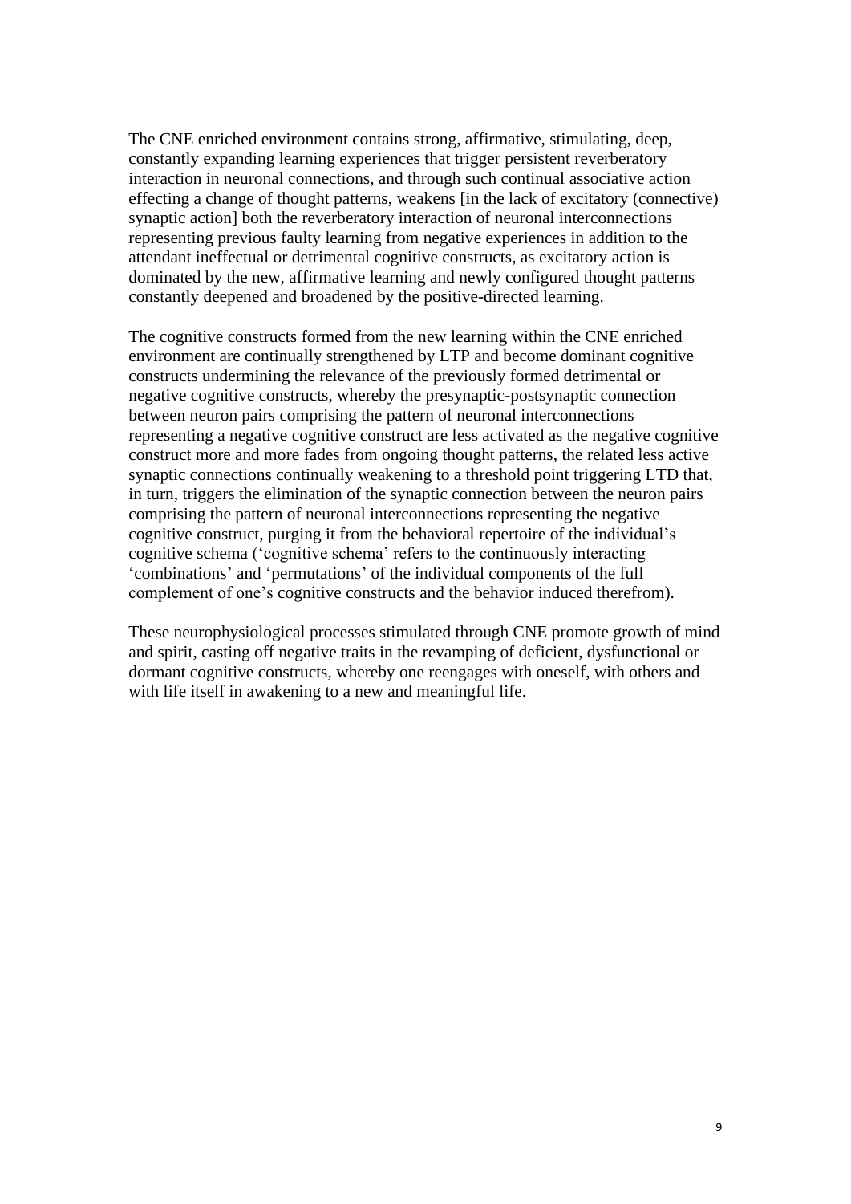The CNE enriched environment contains strong, affirmative, stimulating, deep, constantly expanding learning experiences that trigger persistent reverberatory interaction in neuronal connections, and through such continual associative action effecting a change of thought patterns, weakens [in the lack of excitatory (connective) synaptic action] both the reverberatory interaction of neuronal interconnections representing previous faulty learning from negative experiences in addition to the attendant ineffectual or detrimental cognitive constructs, as excitatory action is dominated by the new, affirmative learning and newly configured thought patterns constantly deepened and broadened by the positive-directed learning.

The cognitive constructs formed from the new learning within the CNE enriched environment are continually strengthened by LTP and become dominant cognitive constructs undermining the relevance of the previously formed detrimental or negative cognitive constructs, whereby the presynaptic-postsynaptic connection between neuron pairs comprising the pattern of neuronal interconnections representing a negative cognitive construct are less activated as the negative cognitive construct more and more fades from ongoing thought patterns, the related less active synaptic connections continually weakening to a threshold point triggering LTD that, in turn, triggers the elimination of the synaptic connection between the neuron pairs comprising the pattern of neuronal interconnections representing the negative cognitive construct, purging it from the behavioral repertoire of the individual's cognitive schema ('cognitive schema' refers to the continuously interacting 'combinations' and 'permutations' of the individual components of the full complement of one's cognitive constructs and the behavior induced therefrom).

These neurophysiological processes stimulated through CNE promote growth of mind and spirit, casting off negative traits in the revamping of deficient, dysfunctional or dormant cognitive constructs, whereby one reengages with oneself, with others and with life itself in awakening to a new and meaningful life.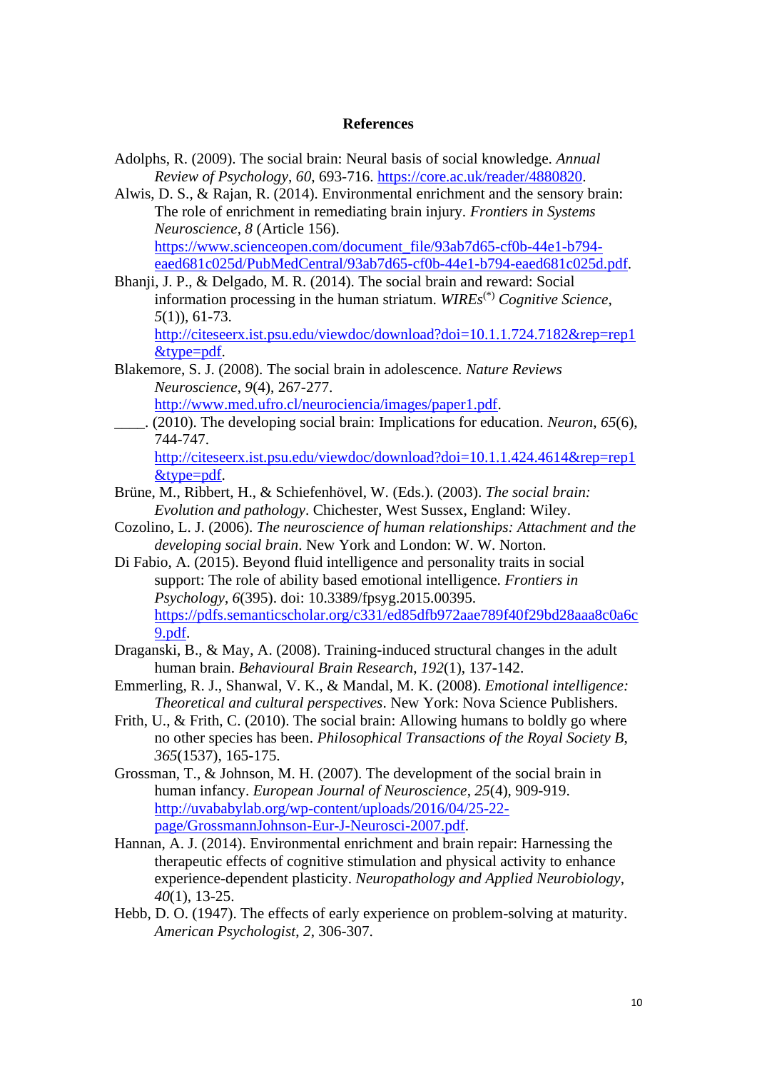## References

Adolphs, R. (2009). The social brain: Neural basis of social knowledge. *Annual Review of Psychology*, *60*, 693-716. https://core.ac.uk/reader/4880820.

Alwis, D. S., & Rajan, R. (2014). Environmental enrichment and the sensory brain: The role of enrichment in remediating brain injury. *Frontiers in Systems Neuroscience*, *8* (Article 156). https://www.scienceopen.com/document_file/93ab7d65-cf0b-44e1-b794-eaed681c025d/PubMedCentral/93ab7d65-cf0b-44e1-b794-eaed681c025d.pdf.

Bhanji, J. P., & Delgado, M. R. (2014). The social brain and reward: Social information processing in the human striatum. *WIREs*[(*)] *Cognitive Science*, *5*(1)), 61-73. http://citeseerx.ist.psu.edu/viewdoc/download?doi=10.1.1.724.7182&rep=rep1&type=pdf.

Blakemore, S. J. (2008). The social brain in adolescence. *Nature Reviews Neuroscience*, *9*(4), 267-277. http://www.med.ufro.cl/neurociencia/images/paper1.pdf.

____. (2010). The developing social brain: Implications for education. *Neuron*, *65*(6), 744-747. http://citeseerx.ist.psu.edu/viewdoc/download?doi=10.1.1.424.4614&rep=rep1&type=pdf.

Brüne, M., Ribbert, H., & Schiefenhövel, W. (Eds.). (2003). *The social brain: Evolution and pathology*. Chichester, West Sussex, England: Wiley.

Cozolino, L. J. (2006). *The neuroscience of human relationships: Attachment and the developing social brain*. New York and London: W. W. Norton.

Di Fabio, A. (2015). Beyond fluid intelligence and personality traits in social support: The role of ability based emotional intelligence. *Frontiers in Psychology*, *6*(395). doi: 10.3389/fpsyg.2015.00395. https://pdfs.semanticscholar.org/c331/ed85dfb972aae789f40f29bd28aaa8c0a6c9.pdf.

Draganski, B., & May, A. (2008). Training-induced structural changes in the adult human brain. *Behavioural Brain Research*, *192*(1), 137-142.

Emmerling, R. J., Shanwal, V. K., & Mandal, M. K. (2008). *Emotional intelligence: Theoretical and cultural perspectives*. New York: Nova Science Publishers.

Frith, U., & Frith, C. (2010). The social brain: Allowing humans to boldly go where no other species has been. *Philosophical Transactions of the Royal Society B*, *365*(1537), 165-175.

Grossman, T., & Johnson, M. H. (2007). The development of the social brain in human infancy. *European Journal of Neuroscience*, *25*(4), 909-919. http://uvababylab.org/wp-content/uploads/2016/04/25-22-page/GrossmannJohnson-Eur-J-Neurosci-2007.pdf.

Hannan, A. J. (2014). Environmental enrichment and brain repair: Harnessing the therapeutic effects of cognitive stimulation and physical activity to enhance experience-dependent plasticity. *Neuropathology and Applied Neurobiology*, *40*(1), 13-25.

Hebb, D. O. (1947). The effects of early experience on problem-solving at maturity. *American Psychologist*, *2*, 306-307.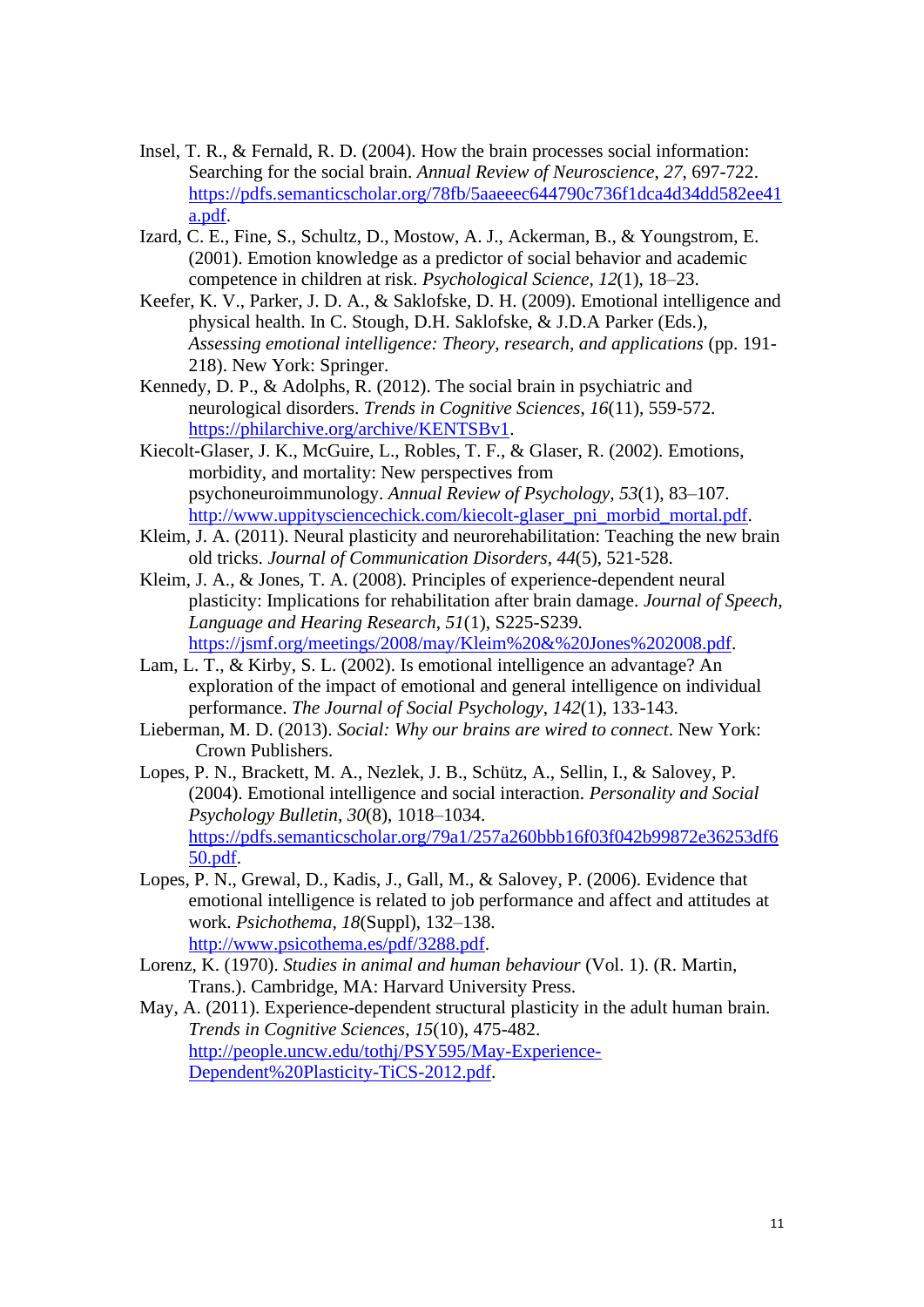Insel, T. R., & Fernald, R. D. (2004). How the brain processes social information: Searching for the social brain. *Annual Review of Neuroscience*, *27*, 697-722. https://pdfs.semanticscholar.org/78fb/5aaeeec644790c736f1dca4d34dd582ee41a.pdf.

Izard, C. E., Fine, S., Schultz, D., Mostow, A. J., Ackerman, B., & Youngstrom, E. (2001). Emotion knowledge as a predictor of social behavior and academic competence in children at risk. *Psychological Science, 12*(1), 18–23.

Keefer, K. V., Parker, J. D. A., & Saklofske, D. H. (2009). Emotional intelligence and physical health. In C. Stough, D.H. Saklofske, & J.D.A Parker (Eds.), *Assessing emotional intelligence: Theory, research, and applications* (pp. 191-218). New York: Springer.

Kennedy, D. P., & Adolphs, R. (2012). The social brain in psychiatric and neurological disorders. *Trends in Cognitive Sciences*, *16*(11), 559-572. https://philarchive.org/archive/KENTSBv1.

Kiecolt-Glaser, J. K., McGuire, L., Robles, T. F., & Glaser, R. (2002). Emotions, morbidity, and mortality: New perspectives from psychoneuroimmunology. *Annual Review of Psychology*, *53*(1), 83–107. http://www.uppitysciencechick.com/kiecolt-glaser_pni_morbid_mortal.pdf.

Kleim, J. A. (2011). Neural plasticity and neurorehabilitation: Teaching the new brain old tricks. *Journal of Communication Disorders*, *44*(5), 521-528.

Kleim, J. A., & Jones, T. A. (2008). Principles of experience-dependent neural plasticity: Implications for rehabilitation after brain damage. *Journal of Speech, Language and Hearing Research*, *51*(1), S225-S239. https://jsmf.org/meetings/2008/may/Kleim%20&%20Jones%202008.pdf.

Lam, L. T., & Kirby, S. L. (2002). Is emotional intelligence an advantage? An exploration of the impact of emotional and general intelligence on individual performance. *The Journal of Social Psychology*, *142*(1), 133-143.

Lieberman, M. D. (2013). *Social: Why our brains are wired to connect*. New York: Crown Publishers.

Lopes, P. N., Brackett, M. A., Nezlek, J. B., Schütz, A., Sellin, I., & Salovey, P. (2004). Emotional intelligence and social interaction. *Personality and Social Psychology Bulletin*, *30*(8), 1018–1034. https://pdfs.semanticscholar.org/79a1/257a260bbb16f03f042b99872e36253df650.pdf.

Lopes, P. N., Grewal, D., Kadis, J., Gall, M., & Salovey, P. (2006). Evidence that emotional intelligence is related to job performance and affect and attitudes at work. *Psichothema, 18*(Suppl), 132–138. http://www.psicothema.es/pdf/3288.pdf.

Lorenz, K. (1970). *Studies in animal and human behaviour* (Vol. 1). (R. Martin, Trans.). Cambridge, MA: Harvard University Press.

May, A. (2011). Experience-dependent structural plasticity in the adult human brain. *Trends in Cognitive Sciences*, *15*(10), 475-482. http://people.uncw.edu/tothj/PSY595/May-Experience-Dependent%20Plasticity-TiCS-2012.pdf.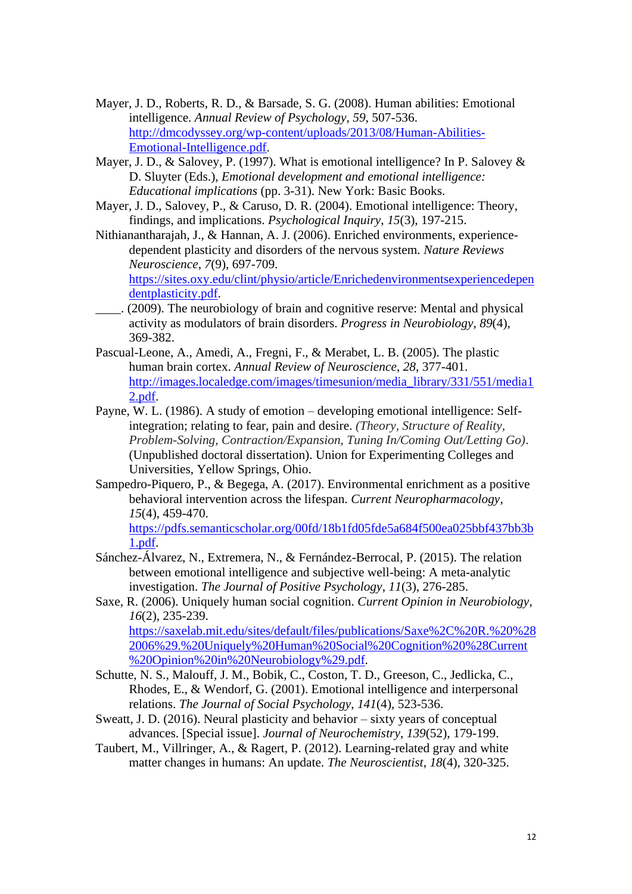Mayer, J. D., Roberts, R. D., & Barsade, S. G. (2008). Human abilities: Emotional intelligence. *Annual Review of Psychology*, *59*, 507-536. http://dmcodyssey.org/wp-content/uploads/2013/08/Human-Abilities-Emotional-Intelligence.pdf.

Mayer, J. D., & Salovey, P. (1997). What is emotional intelligence? In P. Salovey & D. Sluyter (Eds.), *Emotional development and emotional intelligence: Educational implications* (pp. 3-31). New York: Basic Books.

Mayer, J. D., Salovey, P., & Caruso, D. R. (2004). Emotional intelligence: Theory, findings, and implications. *Psychological Inquiry*, *15*(3), 197-215.

Nithianantharajah, J., & Hannan, A. J. (2006). Enriched environments, experience-dependent plasticity and disorders of the nervous system. *Nature Reviews Neuroscience*, *7*(9), 697-709. https://sites.oxy.edu/clint/physio/article/Enrichedenvironmentsexperiencedependentplasticity.pdf.

____. (2009). The neurobiology of brain and cognitive reserve: Mental and physical activity as modulators of brain disorders. *Progress in Neurobiology*, *89*(4), 369-382.

Pascual-Leone, A., Amedi, A., Fregni, F., & Merabet, L. B. (2005). The plastic human brain cortex. *Annual Review of Neuroscience*, *28*, 377-401. http://images.localedge.com/images/timesunion/media_library/331/551/media12.pdf.

Payne, W. L. (1986). A study of emotion – developing emotional intelligence: Self-integration; relating to fear, pain and desire. *(Theory, Structure of Reality, Problem-Solving, Contraction/Expansion, Tuning In/Coming Out/Letting Go)*. (Unpublished doctoral dissertation). Union for Experimenting Colleges and Universities, Yellow Springs, Ohio.

Sampedro-Piquero, P., & Begega, A. (2017). Environmental enrichment as a positive behavioral intervention across the lifespan. *Current Neuropharmacology*, *15*(4), 459-470. https://pdfs.semanticscholar.org/00fd/18b1fd05fde5a684f500ea025bbf437bb3b1.pdf.

Sánchez-Álvarez, N., Extremera, N., & Fernández-Berrocal, P. (2015). The relation between emotional intelligence and subjective well-being: A meta-analytic investigation. *The Journal of Positive Psychology*, *11*(3), 276-285.

Saxe, R. (2006). Uniquely human social cognition. *Current Opinion in Neurobiology*, *16*(2), 235-239. https://saxelab.mit.edu/sites/default/files/publications/Saxe%2C%20R.%20%282006%29.%20Uniquely%20Human%20Social%20Cognition%20%28Current%20Opinion%20in%20Neurobiology%29.pdf.

Schutte, N. S., Malouff, J. M., Bobik, C., Coston, T. D., Greeson, C., Jedlicka, C., Rhodes, E., & Wendorf, G. (2001). Emotional intelligence and interpersonal relations. *The Journal of Social Psychology*, *141*(4), 523-536.

Sweatt, J. D. (2016). Neural plasticity and behavior – sixty years of conceptual advances. [Special issue]. *Journal of Neurochemistry*, *139*(52), 179-199.

Taubert, M., Villringer, A., & Ragert, P. (2012). Learning-related gray and white matter changes in humans: An update. *The Neuroscientist*, *18*(4), 320-325.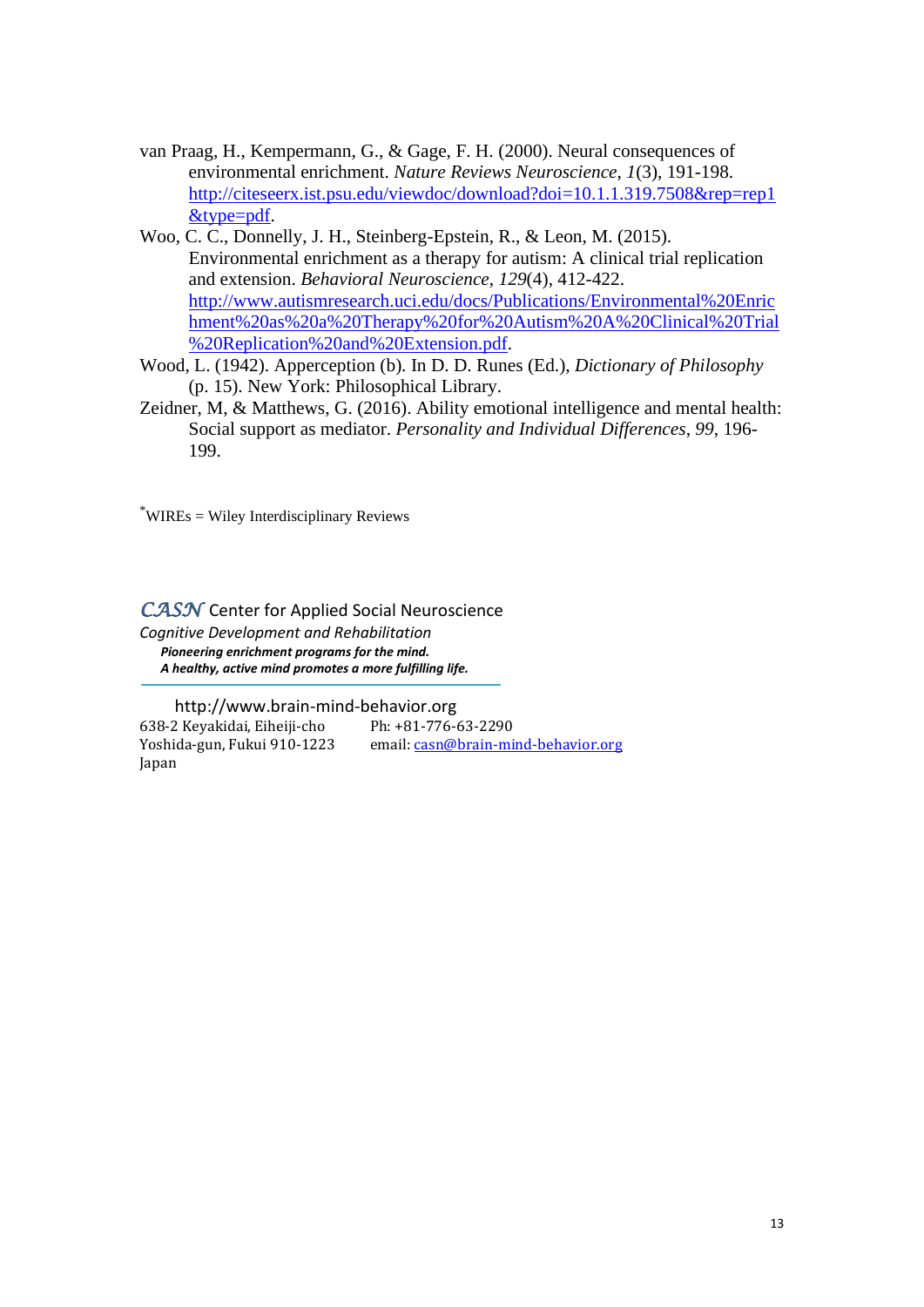van Praag, H., Kempermann, G., & Gage, F. H. (2000). Neural consequences of environmental enrichment. *Nature Reviews Neuroscience*, *1*(3), 191-198. http://citeseerx.ist.psu.edu/viewdoc/download?doi=10.1.1.319.7508&rep=rep1&type=pdf.

Woo, C. C., Donnelly, J. H., Steinberg-Epstein, R., & Leon, M. (2015). Environmental enrichment as a therapy for autism: A clinical trial replication and extension. *Behavioral Neuroscience*, *129*(4), 412-422. http://www.autismresearch.uci.edu/docs/Publications/Environmental%20Enrichment%20as%20a%20Therapy%20for%20Autism%20A%20Clinical%20Trial%20Replication%20and%20Extension.pdf.

Wood, L. (1942). Apperception (b). In D. D. Runes (Ed.), *Dictionary of Philosophy* (p. 15). New York: Philosophical Library.

Zeidner, M, & Matthews, G. (2016). Ability emotional intelligence and mental health: Social support as mediator. *Personality and Individual Differences*, *99*, 196-199.

*WIREs = Wiley Interdisciplinary Reviews

*CASN* Center for Applied Social Neuroscience
*Cognitive Development and Rehabilitation*
***Pioneering enrichment programs for the mind.***
***A healthy, active mind promotes a more fulfilling life.***

http://www.brain-mind-behavior.org

638-2 Keyakidai, Eiheiji-cho
Yoshida-gun, Fukui 910-1223
Japan

Ph: +81-776-63-2290
email: casn@brain-mind-behavior.org